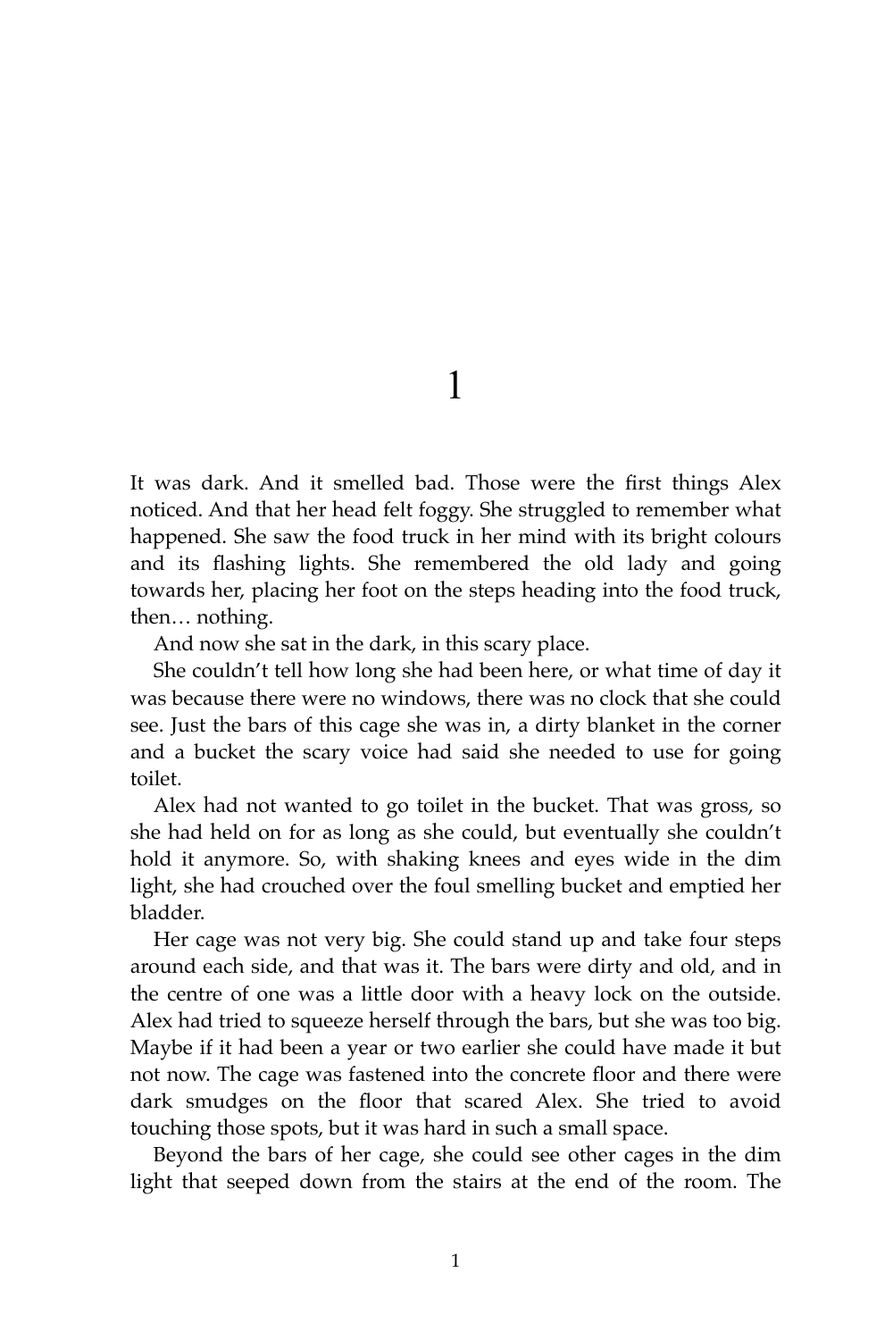# 1

It was dark. And it smelled bad. Those were the first things Alex noticed. And that her head felt foggy. She struggled to remember what happened. She saw the food truck in her mind with its bright colours and its flashing lights. She remembered the old lady and going towards her, placing her foot on the steps heading into the food truck, then… nothing.

And now she sat in the dark, in this scary place.

She couldn't tell how long she had been here, or what time of day it was because there were no windows, there was no clock that she could see. Just the bars of this cage she was in, a dirty blanket in the corner and a bucket the scary voice had said she needed to use for going toilet.

Alex had not wanted to go toilet in the bucket. That was gross, so she had held on for as long as she could, but eventually she couldn't hold it anymore. So, with shaking knees and eyes wide in the dim light, she had crouched over the foul smelling bucket and emptied her bladder.

Her cage was not very big. She could stand up and take four steps around each side, and that was it. The bars were dirty and old, and in the centre of one was a little door with a heavy lock on the outside. Alex had tried to squeeze herself through the bars, but she was too big. Maybe if it had been a year or two earlier she could have made it but not now. The cage was fastened into the concrete floor and there were dark smudges on the floor that scared Alex. She tried to avoid touching those spots, but it was hard in such a small space.

Beyond the bars of her cage, she could see other cages in the dim light that seeped down from the stairs at the end of the room. The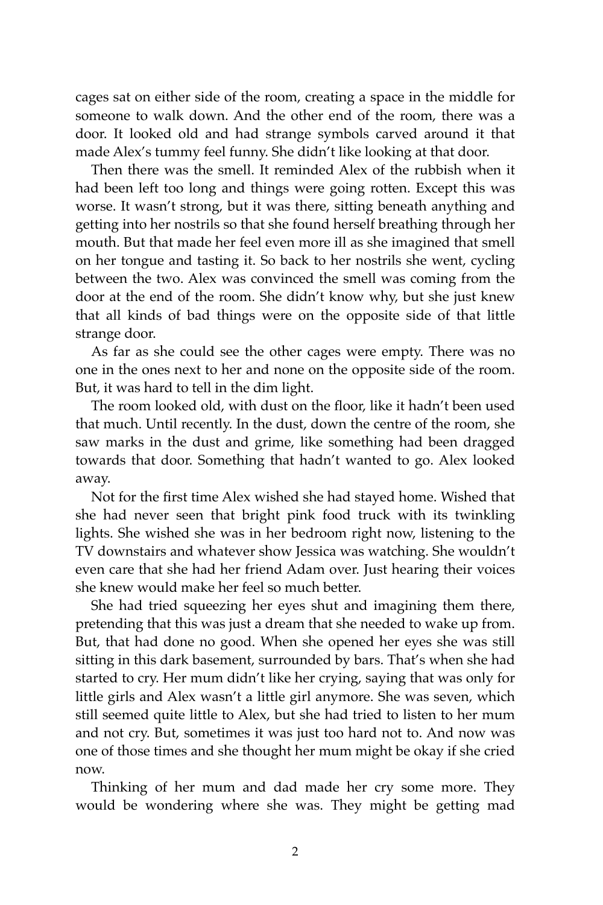cages sat on either side of the room, creating a space in the middle for someone to walk down. And the other end of the room, there was a door. It looked old and had strange symbols carved around it that made Alex's tummy feel funny. She didn't like looking at that door.

Then there was the smell. It reminded Alex of the rubbish when it had been left too long and things were going rotten. Except this was worse. It wasn't strong, but it was there, sitting beneath anything and getting into her nostrils so that she found herself breathing through her mouth. But that made her feel even more ill as she imagined that smell on her tongue and tasting it. So back to her nostrils she went, cycling between the two. Alex was convinced the smell was coming from the door at the end of the room. She didn't know why, but she just knew that all kinds of bad things were on the opposite side of that little strange door.

As far as she could see the other cages were empty. There was no one in the ones next to her and none on the opposite side of the room. But, it was hard to tell in the dim light.

The room looked old, with dust on the floor, like it hadn't been used that much. Until recently. In the dust, down the centre of the room, she saw marks in the dust and grime, like something had been dragged towards that door. Something that hadn't wanted to go. Alex looked away.

Not for the first time Alex wished she had stayed home. Wished that she had never seen that bright pink food truck with its twinkling lights. She wished she was in her bedroom right now, listening to the TV downstairs and whatever show Jessica was watching. She wouldn't even care that she had her friend Adam over. Just hearing their voices she knew would make her feel so much better.

She had tried squeezing her eyes shut and imagining them there, pretending that this was just a dream that she needed to wake up from. But, that had done no good. When she opened her eyes she was still sitting in this dark basement, surrounded by bars. That's when she had started to cry. Her mum didn't like her crying, saying that was only for little girls and Alex wasn't a little girl anymore. She was seven, which still seemed quite little to Alex, but she had tried to listen to her mum and not cry. But, sometimes it was just too hard not to. And now was one of those times and she thought her mum might be okay if she cried now.

Thinking of her mum and dad made her cry some more. They would be wondering where she was. They might be getting mad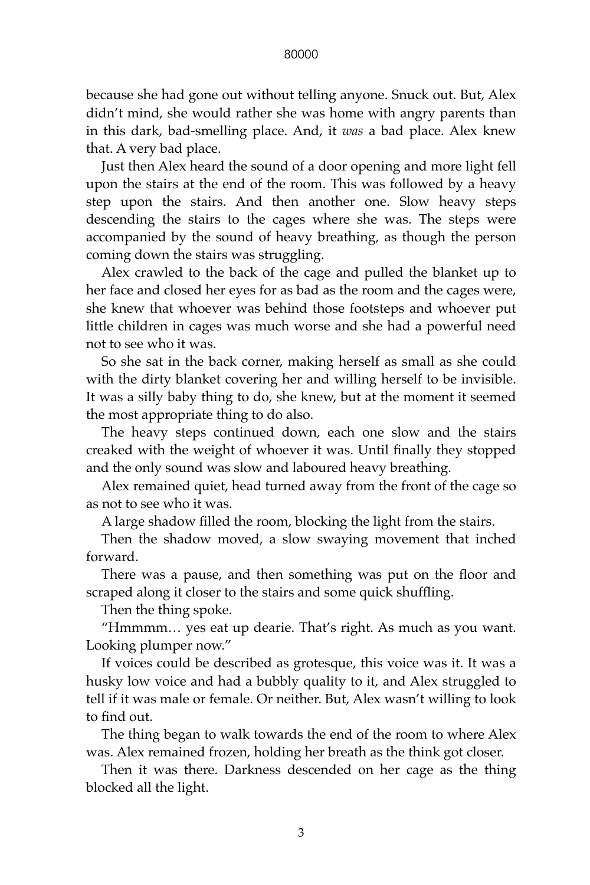because she had gone out without telling anyone. Snuck out. But, Alex didn't mind, she would rather she was home with angry parents than in this dark, bad-smelling place. And, it *was* a bad place. Alex knew that. A very bad place.

Just then Alex heard the sound of a door opening and more light fell upon the stairs at the end of the room. This was followed by a heavy step upon the stairs. And then another one. Slow heavy steps descending the stairs to the cages where she was. The steps were accompanied by the sound of heavy breathing, as though the person coming down the stairs was struggling.

Alex crawled to the back of the cage and pulled the blanket up to her face and closed her eyes for as bad as the room and the cages were, she knew that whoever was behind those footsteps and whoever put little children in cages was much worse and she had a powerful need not to see who it was.

So she sat in the back corner, making herself as small as she could with the dirty blanket covering her and willing herself to be invisible. It was a silly baby thing to do, she knew, but at the moment it seemed the most appropriate thing to do also.

The heavy steps continued down, each one slow and the stairs creaked with the weight of whoever it was. Until finally they stopped and the only sound was slow and laboured heavy breathing.

Alex remained quiet, head turned away from the front of the cage so as not to see who it was.

A large shadow filled the room, blocking the light from the stairs.

Then the shadow moved, a slow swaying movement that inched forward.

There was a pause, and then something was put on the floor and scraped along it closer to the stairs and some quick shuffling.

Then the thing spoke.

"Hmmmm… yes eat up dearie. That's right. As much as you want. Looking plumper now."

If voices could be described as grotesque, this voice was it. It was a husky low voice and had a bubbly quality to it, and Alex struggled to tell if it was male or female. Or neither. But, Alex wasn't willing to look to find out.

The thing began to walk towards the end of the room to where Alex was. Alex remained frozen, holding her breath as the think got closer.

Then it was there. Darkness descended on her cage as the thing blocked all the light.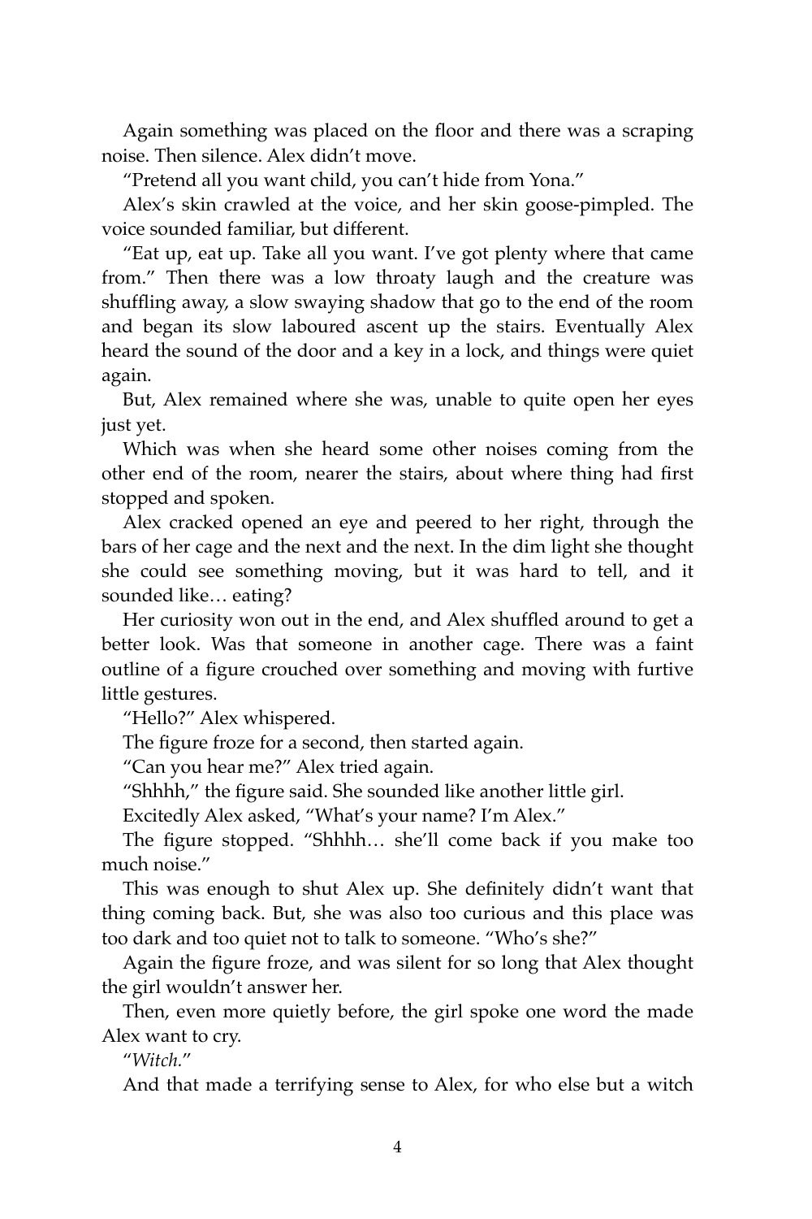Again something was placed on the floor and there was a scraping noise. Then silence. Alex didn't move.

"Pretend all you want child, you can't hide from Yona."

Alex's skin crawled at the voice, and her skin goose-pimpled. The voice sounded familiar, but different.

"Eat up, eat up. Take all you want. I've got plenty where that came from." Then there was a low throaty laugh and the creature was shuffling away, a slow swaying shadow that go to the end of the room and began its slow laboured ascent up the stairs. Eventually Alex heard the sound of the door and a key in a lock, and things were quiet again.

But, Alex remained where she was, unable to quite open her eyes just yet.

Which was when she heard some other noises coming from the other end of the room, nearer the stairs, about where thing had first stopped and spoken.

Alex cracked opened an eye and peered to her right, through the bars of her cage and the next and the next. In the dim light she thought she could see something moving, but it was hard to tell, and it sounded like… eating?

Her curiosity won out in the end, and Alex shuffled around to get a better look. Was that someone in another cage. There was a faint outline of a figure crouched over something and moving with furtive little gestures.

"Hello?" Alex whispered.

The figure froze for a second, then started again.

"Can you hear me?" Alex tried again.

"Shhhh," the figure said. She sounded like another little girl.

Excitedly Alex asked, "What's your name? I'm Alex."

The figure stopped. "Shhhh… she'll come back if you make too much noise."

This was enough to shut Alex up. She definitely didn't want that thing coming back. But, she was also too curious and this place was too dark and too quiet not to talk to someone. "Who's she?"

Again the figure froze, and was silent for so long that Alex thought the girl wouldn't answer her.

Then, even more quietly before, the girl spoke one word the made Alex want to cry.

"*Witch.*"

And that made a terrifying sense to Alex, for who else but a witch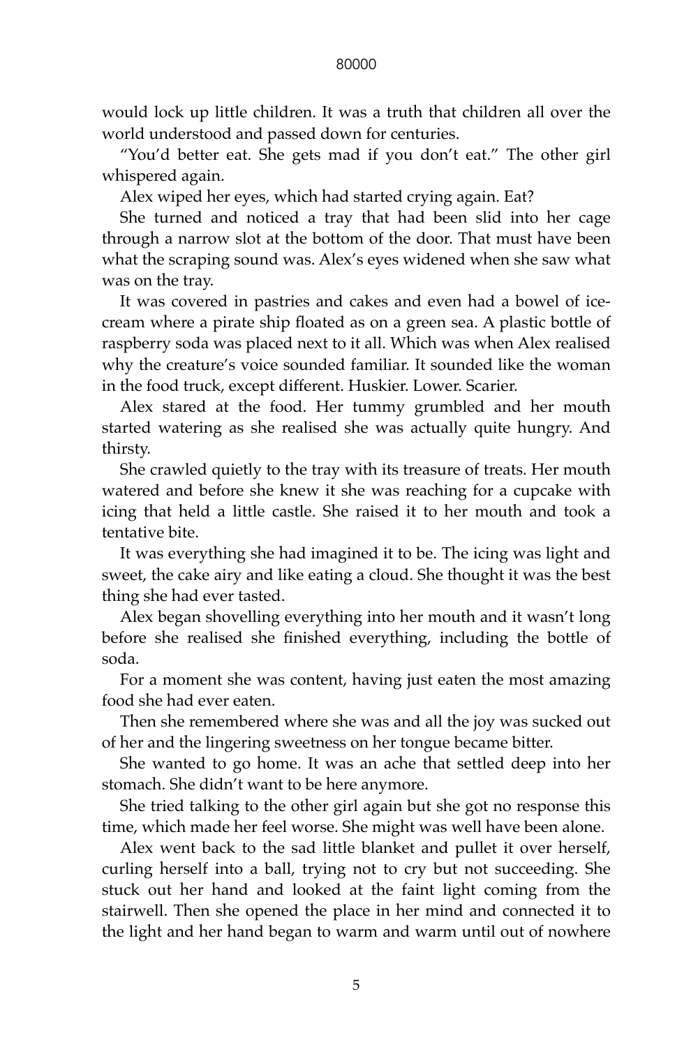would lock up little children. It was a truth that children all over the world understood and passed down for centuries.

"You'd better eat. She gets mad if you don't eat." The other girl whispered again.

Alex wiped her eyes, which had started crying again. Eat?

She turned and noticed a tray that had been slid into her cage through a narrow slot at the bottom of the door. That must have been what the scraping sound was. Alex's eyes widened when she saw what was on the tray.

It was covered in pastries and cakes and even had a bowel of ice-cream where a pirate ship floated as on a green sea. A plastic bottle of raspberry soda was placed next to it all. Which was when Alex realised why the creature's voice sounded familiar. It sounded like the woman in the food truck, except different. Huskier. Lower. Scarier.

Alex stared at the food. Her tummy grumbled and her mouth started watering as she realised she was actually quite hungry. And thirsty.

She crawled quietly to the tray with its treasure of treats. Her mouth watered and before she knew it she was reaching for a cupcake with icing that held a little castle. She raised it to her mouth and took a tentative bite.

It was everything she had imagined it to be. The icing was light and sweet, the cake airy and like eating a cloud. She thought it was the best thing she had ever tasted.

Alex began shovelling everything into her mouth and it wasn't long before she realised she finished everything, including the bottle of soda.

For a moment she was content, having just eaten the most amazing food she had ever eaten.

Then she remembered where she was and all the joy was sucked out of her and the lingering sweetness on her tongue became bitter.

She wanted to go home. It was an ache that settled deep into her stomach. She didn't want to be here anymore.

She tried talking to the other girl again but she got no response this time, which made her feel worse. She might was well have been alone.

Alex went back to the sad little blanket and pullet it over herself, curling herself into a ball, trying not to cry but not succeeding. She stuck out her hand and looked at the faint light coming from the stairwell. Then she opened the place in her mind and connected it to the light and her hand began to warm and warm until out of nowhere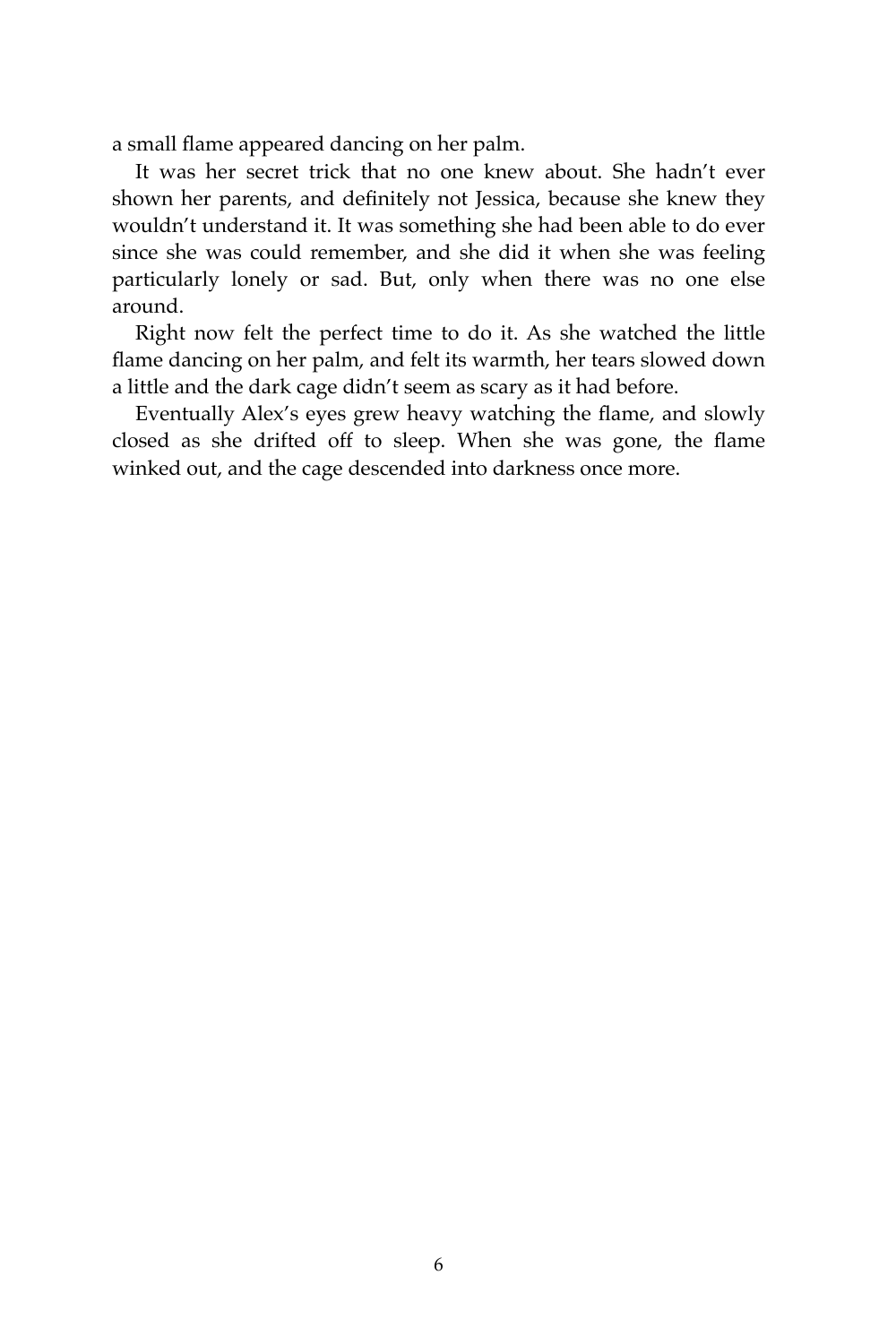a small flame appeared dancing on her palm.

It was her secret trick that no one knew about. She hadn't ever shown her parents, and definitely not Jessica, because she knew they wouldn't understand it. It was something she had been able to do ever since she was could remember, and she did it when she was feeling particularly lonely or sad. But, only when there was no one else around.

Right now felt the perfect time to do it. As she watched the little flame dancing on her palm, and felt its warmth, her tears slowed down a little and the dark cage didn't seem as scary as it had before.

Eventually Alex's eyes grew heavy watching the flame, and slowly closed as she drifted off to sleep. When she was gone, the flame winked out, and the cage descended into darkness once more.